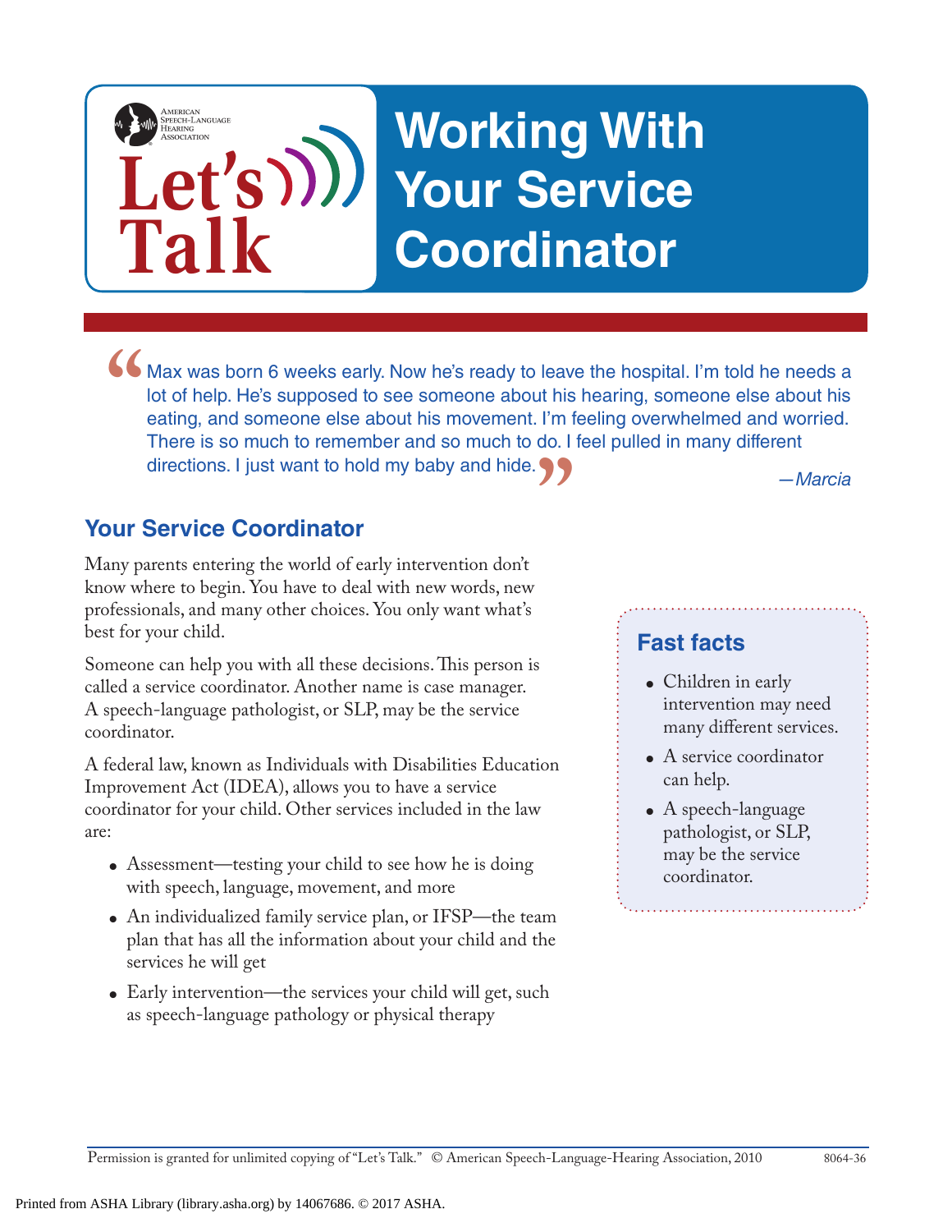# Let's Talk — Working With Your Service Coordinator

American Speech-Language-Hearing Association

> "Max was born 6 weeks early. Now he's ready to leave the hospital. I'm told he needs a lot of help. He's supposed to see someone about his hearing, someone else about his eating, and someone else about his movement. I'm feeling overwhelmed and worried. There is so much to remember and so much to do. I feel pulled in many different directions. I just want to hold my baby and hide."
>
> *—Marcia*

## Your Service Coordinator

Many parents entering the world of early intervention don't know where to begin. You have to deal with new words, new professionals, and many other choices. You only want what's best for your child.

Someone can help you with all these decisions. This person is called a service coordinator. Another name is case manager. A speech-language pathologist, or SLP, may be the service coordinator.

A federal law, known as Individuals with Disabilities Education Improvement Act (IDEA), allows you to have a service coordinator for your child. Other services included in the law are:

- Assessment—testing your child to see how he is doing with speech, language, movement, and more
- An individualized family service plan, or IFSP—the team plan that has all the information about your child and the services he will get
- Early intervention—the services your child will get, such as speech-language pathology or physical therapy

### Fast facts

- Children in early intervention may need many different services.
- A service coordinator can help.
- A speech-language pathologist, or SLP, may be the service coordinator.

Permission is granted for unlimited copying of "Let's Talk." © American Speech-Language-Hearing Association, 2010 8064-36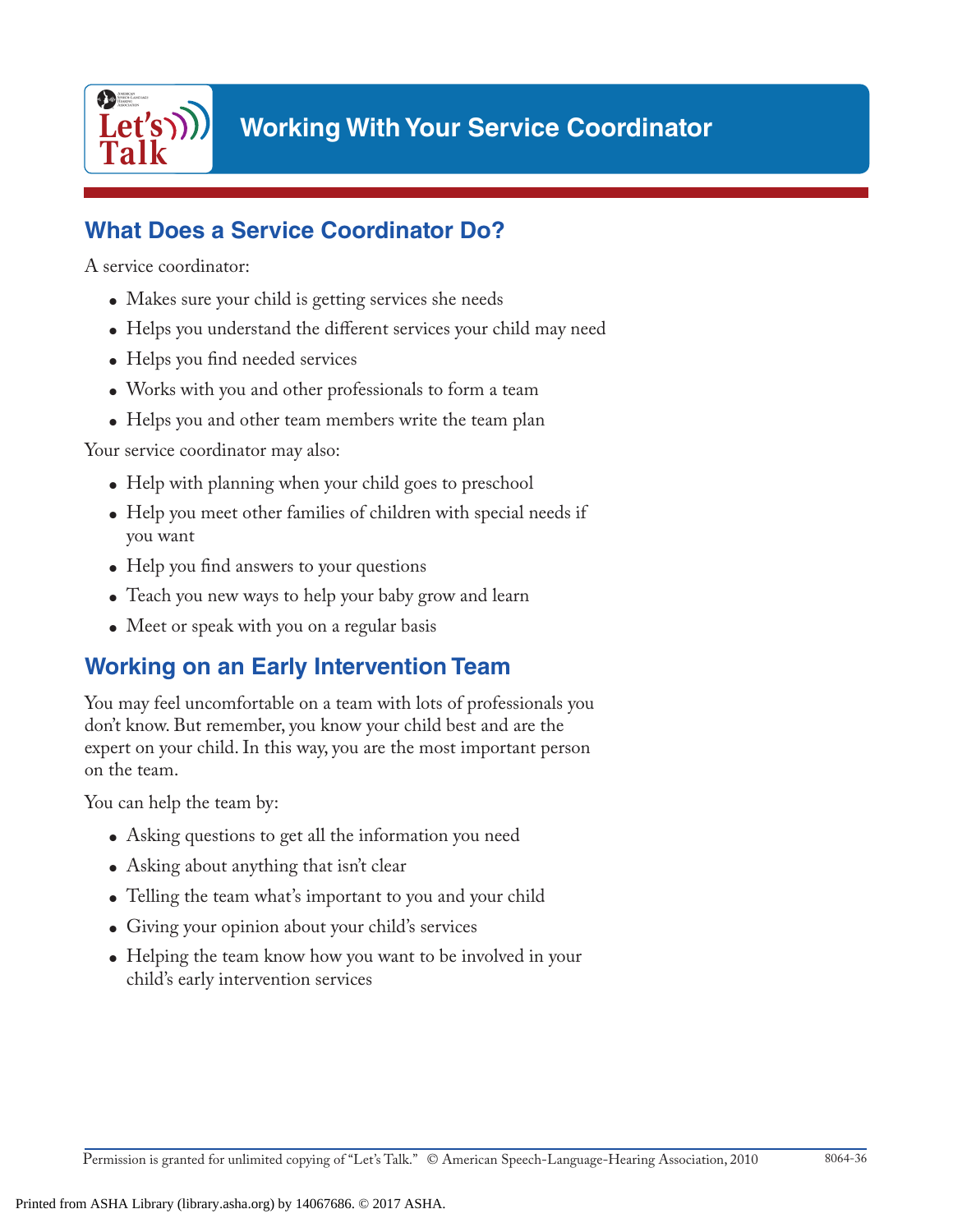# Working With Your Service Coordinator

## What Does a Service Coordinator Do?

A service coordinator:

- Makes sure your child is getting services she needs
- Helps you understand the different services your child may need
- Helps you find needed services
- Works with you and other professionals to form a team
- Helps you and other team members write the team plan

Your service coordinator may also:

- Help with planning when your child goes to preschool
- Help you meet other families of children with special needs if you want
- Help you find answers to your questions
- Teach you new ways to help your baby grow and learn
- Meet or speak with you on a regular basis

## Working on an Early Intervention Team

You may feel uncomfortable on a team with lots of professionals you don't know. But remember, you know your child best and are the expert on your child. In this way, you are the most important person on the team.

You can help the team by:

- Asking questions to get all the information you need
- Asking about anything that isn't clear
- Telling the team what's important to you and your child
- Giving your opinion about your child's services
- Helping the team know how you want to be involved in your child's early intervention services

Permission is granted for unlimited copying of "Let's Talk." © American Speech-Language-Hearing Association, 2010 8064-36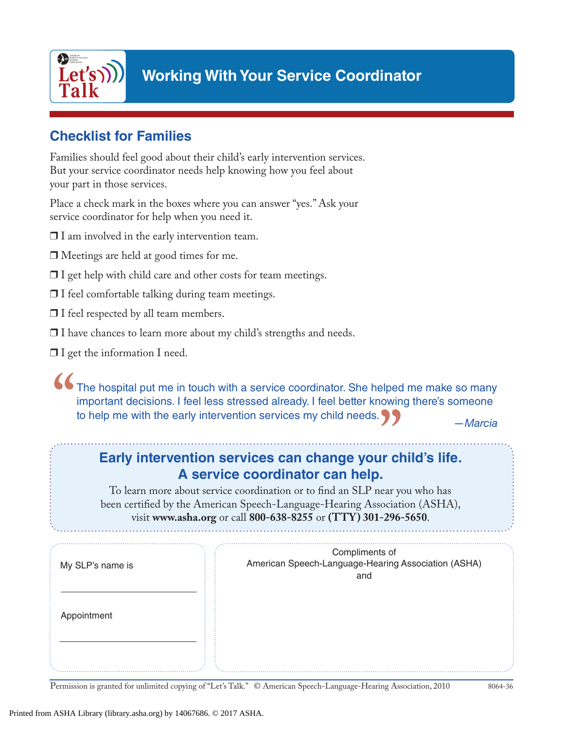# Working With Your Service Coordinator

## Checklist for Families

Families should feel good about their child's early intervention services. But your service coordinator needs help knowing how you feel about your part in those services.

Place a check mark in the boxes where you can answer "yes." Ask your service coordinator for help when you need it.

- ❐ I am involved in the early intervention team.
- ❐ Meetings are held at good times for me.
- ❐ I get help with child care and other costs for team meetings.
- ❐ I feel comfortable talking during team meetings.
- ❐ I feel respected by all team members.
- ❐ I have chances to learn more about my child's strengths and needs.
- ❐ I get the information I need.

> "The hospital put me in touch with a service coordinator. She helped me make so many important decisions. I feel less stressed already. I feel better knowing there's someone to help me with the early intervention services my child needs."
>
> *—Marcia*

**Early intervention services can change your child's life. A service coordinator can help.**

To learn more about service coordination or to find an SLP near you who has been certified by the American Speech-Language-Hearing Association (ASHA), visit **www.asha.org** or call **800-638-8255** or **(TTY) 301-296-5650**.

My SLP's name is ______________________

Appointment ______________________

Compliments of
American Speech-Language-Hearing Association (ASHA)
and

Permission is granted for unlimited copying of "Let's Talk." © American Speech-Language-Hearing Association, 2010 8064-36